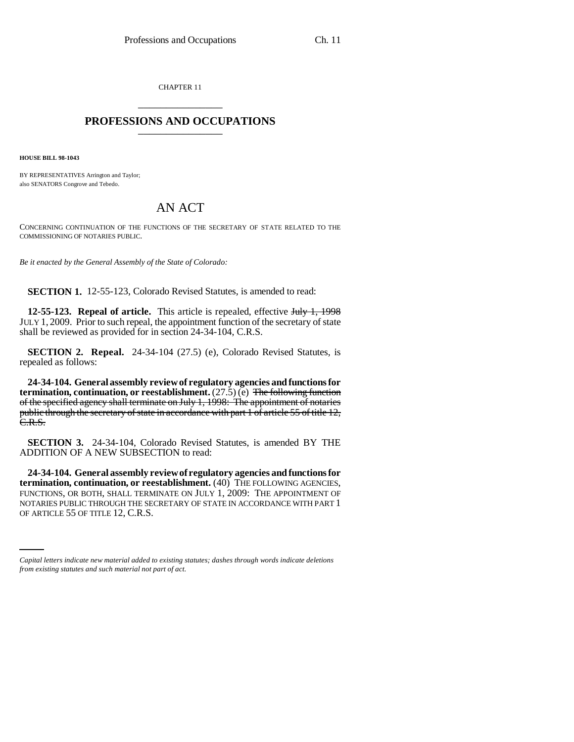CHAPTER 11

# PROFESSIONS AND OCCUPATIONS

**HOUSE BILL 98-1043**

BY REPRESENTATIVES Arrington and Taylor;
also SENATORS Congrove and Tebedo.

## AN ACT

CONCERNING CONTINUATION OF THE FUNCTIONS OF THE SECRETARY OF STATE RELATED TO THE COMMISSIONING OF NOTARIES PUBLIC.

*Be it enacted by the General Assembly of the State of Colorado:*

**SECTION 1.** 12-55-123, Colorado Revised Statutes, is amended to read:

**12-55-123. Repeal of article.** This article is repealed, effective ~~July 1, 1998~~ JULY 1, 2009. Prior to such repeal, the appointment function of the secretary of state shall be reviewed as provided for in section 24-34-104, C.R.S.

**SECTION 2. Repeal.** 24-34-104 (27.5) (e), Colorado Revised Statutes, is repealed as follows:

**24-34-104. General assembly review of regulatory agencies and functions for termination, continuation, or reestablishment.** (27.5) (e) ~~The following function of the specified agency shall terminate on July 1, 1998: The appointment of notaries public through the secretary of state in accordance with part 1 of article 55 of title 12, C.R.S.~~

**SECTION 3.** 24-34-104, Colorado Revised Statutes, is amended BY THE ADDITION OF A NEW SUBSECTION to read:

**24-34-104. General assembly review of regulatory agencies and functions for termination, continuation, or reestablishment.** (40) THE FOLLOWING AGENCIES, FUNCTIONS, OR BOTH, SHALL TERMINATE ON JULY 1, 2009: THE APPOINTMENT OF NOTARIES PUBLIC THROUGH THE SECRETARY OF STATE IN ACCORDANCE WITH PART 1 OF ARTICLE 55 OF TITLE 12, C.R.S.

*Capital letters indicate new material added to existing statutes; dashes through words indicate deletions from existing statutes and such material not part of act.*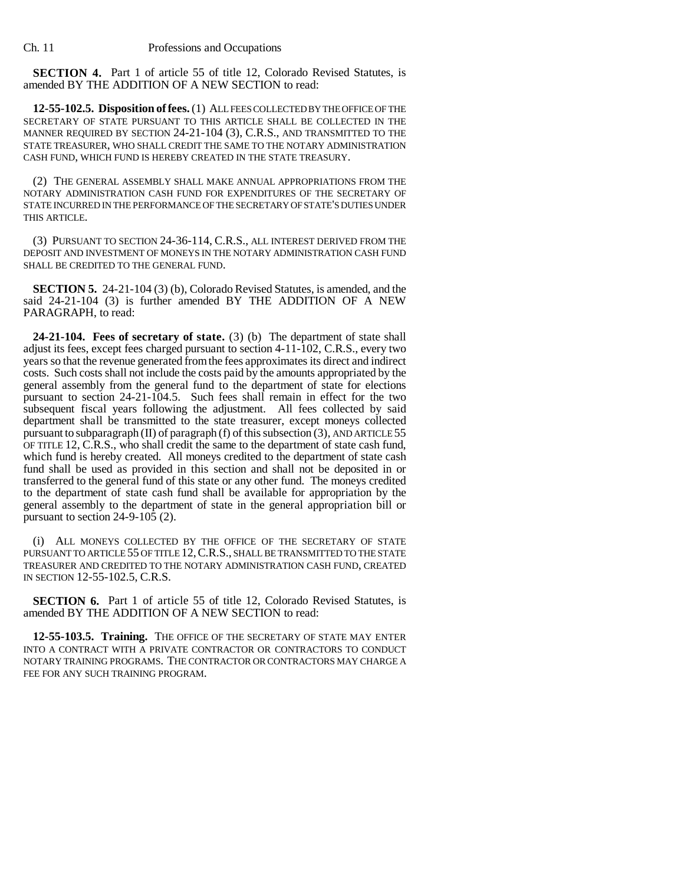**SECTION 4.** Part 1 of article 55 of title 12, Colorado Revised Statutes, is amended BY THE ADDITION OF A NEW SECTION to read:

**12-55-102.5. Disposition of fees.** (1) ALL FEES COLLECTED BY THE OFFICE OF THE SECRETARY OF STATE PURSUANT TO THIS ARTICLE SHALL BE COLLECTED IN THE MANNER REQUIRED BY SECTION 24-21-104 (3), C.R.S., AND TRANSMITTED TO THE STATE TREASURER, WHO SHALL CREDIT THE SAME TO THE NOTARY ADMINISTRATION CASH FUND, WHICH FUND IS HEREBY CREATED IN THE STATE TREASURY.

(2) THE GENERAL ASSEMBLY SHALL MAKE ANNUAL APPROPRIATIONS FROM THE NOTARY ADMINISTRATION CASH FUND FOR EXPENDITURES OF THE SECRETARY OF STATE INCURRED IN THE PERFORMANCE OF THE SECRETARY OF STATE'S DUTIES UNDER THIS ARTICLE.

(3) PURSUANT TO SECTION 24-36-114, C.R.S., ALL INTEREST DERIVED FROM THE DEPOSIT AND INVESTMENT OF MONEYS IN THE NOTARY ADMINISTRATION CASH FUND SHALL BE CREDITED TO THE GENERAL FUND.

**SECTION 5.** 24-21-104 (3) (b), Colorado Revised Statutes, is amended, and the said 24-21-104 (3) is further amended BY THE ADDITION OF A NEW PARAGRAPH, to read:

**24-21-104. Fees of secretary of state.** (3) (b) The department of state shall adjust its fees, except fees charged pursuant to section 4-11-102, C.R.S., every two years so that the revenue generated from the fees approximates its direct and indirect costs. Such costs shall not include the costs paid by the amounts appropriated by the general assembly from the general fund to the department of state for elections pursuant to section 24-21-104.5. Such fees shall remain in effect for the two subsequent fiscal years following the adjustment. All fees collected by said department shall be transmitted to the state treasurer, except moneys collected pursuant to subparagraph (II) of paragraph (f) of this subsection (3), AND ARTICLE 55 OF TITLE 12, C.R.S., who shall credit the same to the department of state cash fund, which fund is hereby created. All moneys credited to the department of state cash fund shall be used as provided in this section and shall not be deposited in or transferred to the general fund of this state or any other fund. The moneys credited to the department of state cash fund shall be available for appropriation by the general assembly to the department of state in the general appropriation bill or pursuant to section 24-9-105 (2).

(i) ALL MONEYS COLLECTED BY THE OFFICE OF THE SECRETARY OF STATE PURSUANT TO ARTICLE 55 OF TITLE 12, C.R.S., SHALL BE TRANSMITTED TO THE STATE TREASURER AND CREDITED TO THE NOTARY ADMINISTRATION CASH FUND, CREATED IN SECTION 12-55-102.5, C.R.S.

**SECTION 6.** Part 1 of article 55 of title 12, Colorado Revised Statutes, is amended BY THE ADDITION OF A NEW SECTION to read:

**12-55-103.5. Training.** THE OFFICE OF THE SECRETARY OF STATE MAY ENTER INTO A CONTRACT WITH A PRIVATE CONTRACTOR OR CONTRACTORS TO CONDUCT NOTARY TRAINING PROGRAMS. THE CONTRACTOR OR CONTRACTORS MAY CHARGE A FEE FOR ANY SUCH TRAINING PROGRAM.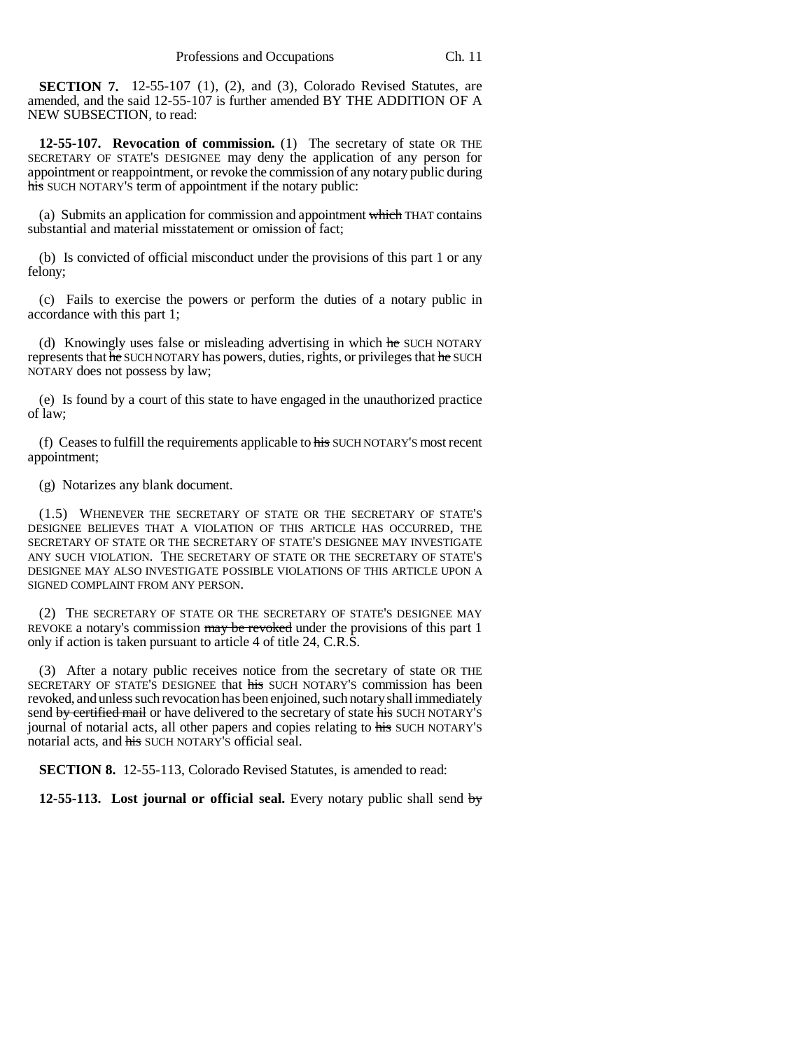**SECTION 7.** 12-55-107 (1), (2), and (3), Colorado Revised Statutes, are amended, and the said 12-55-107 is further amended BY THE ADDITION OF A NEW SUBSECTION, to read:

**12-55-107. Revocation of commission.** (1) The secretary of state OR THE SECRETARY OF STATE'S DESIGNEE may deny the application of any person for appointment or reappointment, or revoke the commission of any notary public during ~~his~~ SUCH NOTARY'S term of appointment if the notary public:

(a) Submits an application for commission and appointment ~~which~~ THAT contains substantial and material misstatement or omission of fact;

(b) Is convicted of official misconduct under the provisions of this part 1 or any felony;

(c) Fails to exercise the powers or perform the duties of a notary public in accordance with this part 1;

(d) Knowingly uses false or misleading advertising in which ~~he~~ SUCH NOTARY represents that ~~he~~ SUCH NOTARY has powers, duties, rights, or privileges that ~~he~~ SUCH NOTARY does not possess by law;

(e) Is found by a court of this state to have engaged in the unauthorized practice of law;

(f) Ceases to fulfill the requirements applicable to ~~his~~ SUCH NOTARY'S most recent appointment;

(g) Notarizes any blank document.

(1.5) WHENEVER THE SECRETARY OF STATE OR THE SECRETARY OF STATE'S DESIGNEE BELIEVES THAT A VIOLATION OF THIS ARTICLE HAS OCCURRED, THE SECRETARY OF STATE OR THE SECRETARY OF STATE'S DESIGNEE MAY INVESTIGATE ANY SUCH VIOLATION. THE SECRETARY OF STATE OR THE SECRETARY OF STATE'S DESIGNEE MAY ALSO INVESTIGATE POSSIBLE VIOLATIONS OF THIS ARTICLE UPON A SIGNED COMPLAINT FROM ANY PERSON.

(2) THE SECRETARY OF STATE OR THE SECRETARY OF STATE'S DESIGNEE MAY REVOKE a notary's commission ~~may be revoked~~ under the provisions of this part 1 only if action is taken pursuant to article 4 of title 24, C.R.S.

(3) After a notary public receives notice from the secretary of state OR THE SECRETARY OF STATE'S DESIGNEE that ~~his~~ SUCH NOTARY'S commission has been revoked, and unless such revocation has been enjoined, such notary shall immediately send ~~by certified mail~~ or have delivered to the secretary of state ~~his~~ SUCH NOTARY'S journal of notarial acts, all other papers and copies relating to ~~his~~ SUCH NOTARY'S notarial acts, and ~~his~~ SUCH NOTARY'S official seal.

**SECTION 8.** 12-55-113, Colorado Revised Statutes, is amended to read:

**12-55-113. Lost journal or official seal.** Every notary public shall send ~~by~~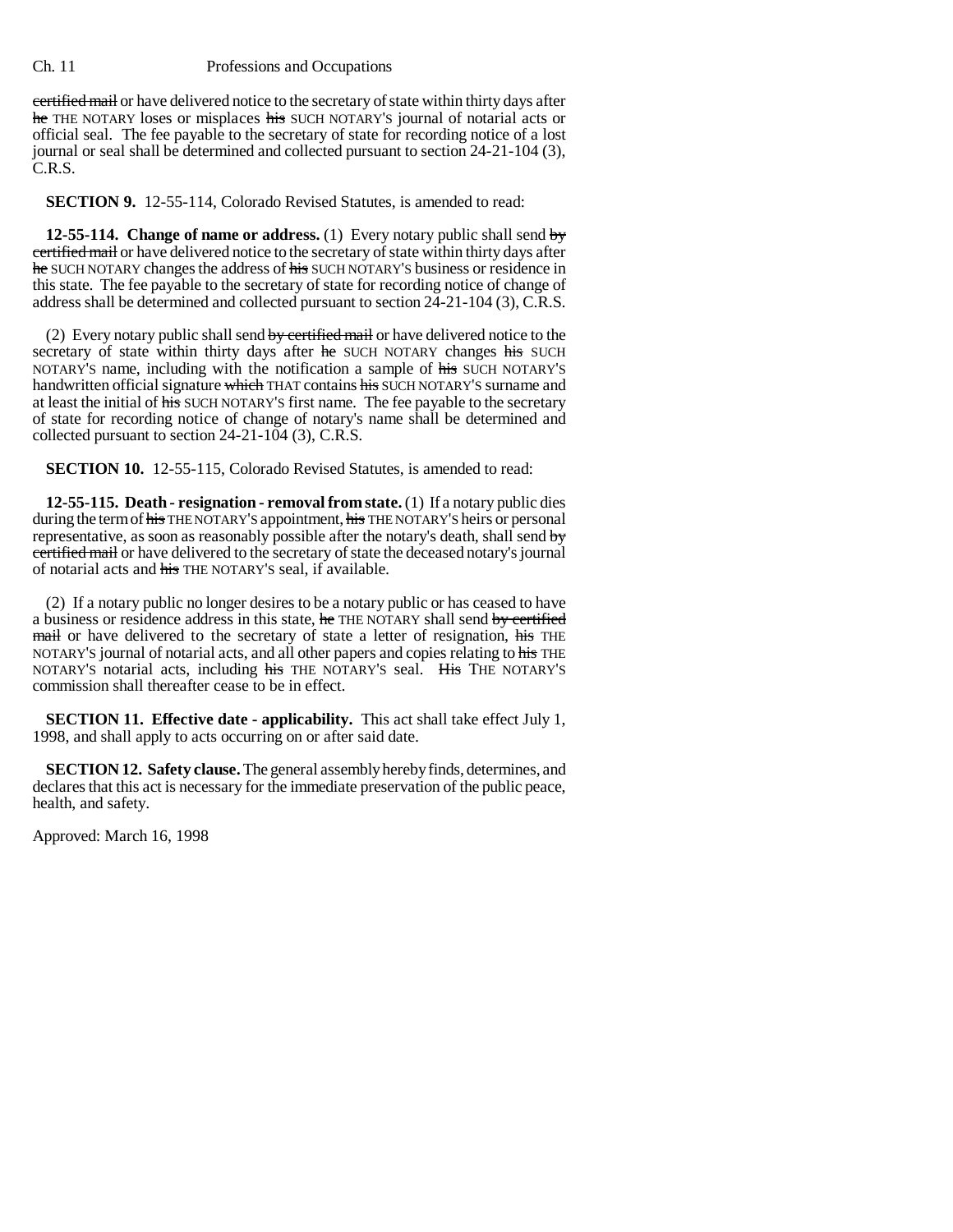certified mail or have delivered notice to the secretary of state within thirty days after he THE NOTARY loses or misplaces his SUCH NOTARY'S journal of notarial acts or official seal. The fee payable to the secretary of state for recording notice of a lost journal or seal shall be determined and collected pursuant to section 24-21-104 (3), C.R.S.

**SECTION 9.** 12-55-114, Colorado Revised Statutes, is amended to read:

**12-55-114. Change of name or address.** (1) Every notary public shall send by certified mail or have delivered notice to the secretary of state within thirty days after he SUCH NOTARY changes the address of his SUCH NOTARY'S business or residence in this state. The fee payable to the secretary of state for recording notice of change of address shall be determined and collected pursuant to section 24-21-104 (3), C.R.S.

(2) Every notary public shall send by certified mail or have delivered notice to the secretary of state within thirty days after he SUCH NOTARY changes his SUCH NOTARY'S name, including with the notification a sample of his SUCH NOTARY'S handwritten official signature which THAT contains his SUCH NOTARY'S surname and at least the initial of his SUCH NOTARY'S first name. The fee payable to the secretary of state for recording notice of change of notary's name shall be determined and collected pursuant to section 24-21-104 (3), C.R.S.

**SECTION 10.** 12-55-115, Colorado Revised Statutes, is amended to read:

**12-55-115. Death - resignation - removal from state.** (1) If a notary public dies during the term of his THE NOTARY'S appointment, his THE NOTARY'S heirs or personal representative, as soon as reasonably possible after the notary's death, shall send by certified mail or have delivered to the secretary of state the deceased notary's journal of notarial acts and his THE NOTARY'S seal, if available.

(2) If a notary public no longer desires to be a notary public or has ceased to have a business or residence address in this state, he THE NOTARY shall send by certified mail or have delivered to the secretary of state a letter of resignation, his THE NOTARY'S journal of notarial acts, and all other papers and copies relating to his THE NOTARY'S notarial acts, including his THE NOTARY'S seal. His THE NOTARY'S commission shall thereafter cease to be in effect.

**SECTION 11. Effective date - applicability.** This act shall take effect July 1, 1998, and shall apply to acts occurring on or after said date.

**SECTION 12. Safety clause.** The general assembly hereby finds, determines, and declares that this act is necessary for the immediate preservation of the public peace, health, and safety.

Approved: March 16, 1998